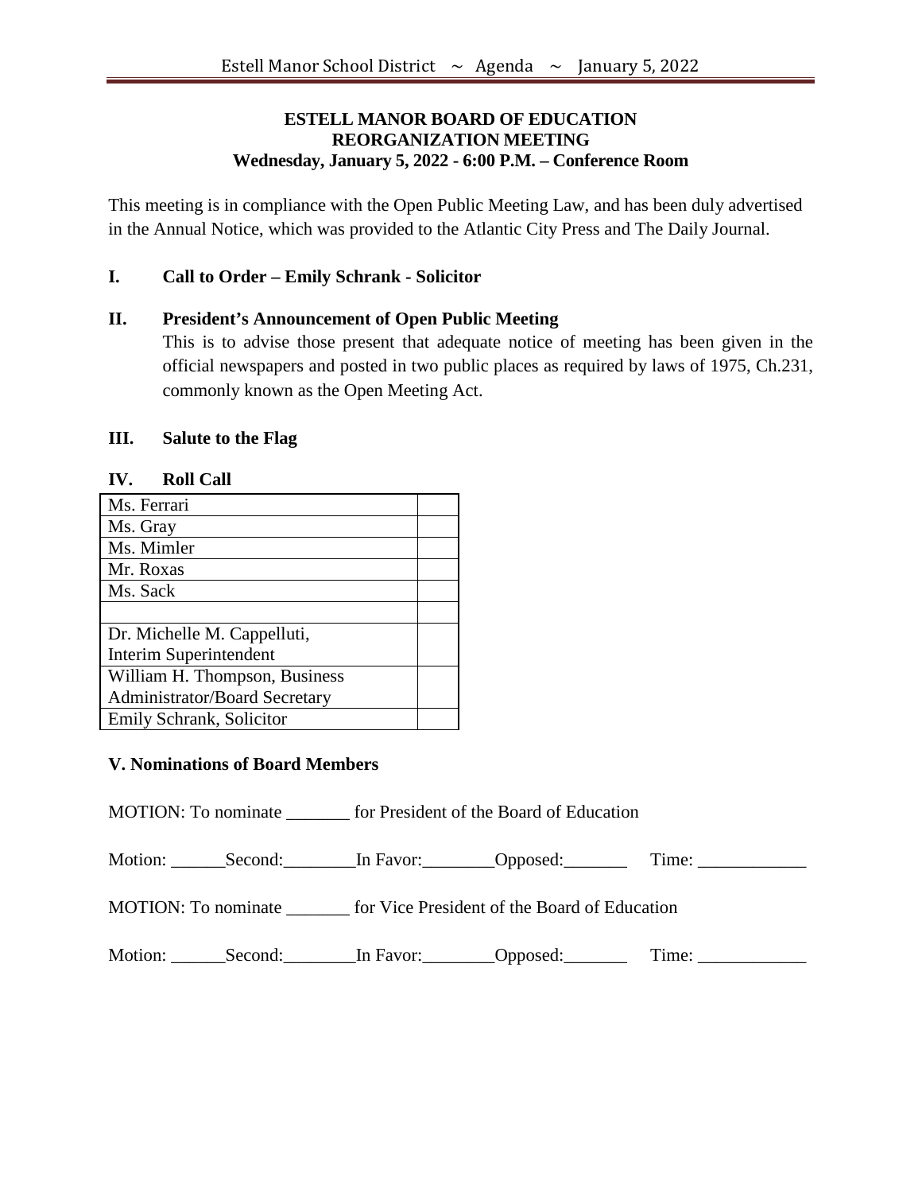**ESTELL MANOR BOARD OF EDUCATION**
**REORGANIZATION MEETING**
**Wednesday, January 5, 2022 - 6:00 P.M. – Conference Room**

This meeting is in compliance with the Open Public Meeting Law, and has been duly advertised in the Annual Notice, which was provided to the Atlantic City Press and The Daily Journal.

## I. Call to Order – Emily Schrank - Solicitor

## II. President's Announcement of Open Public Meeting

This is to advise those present that adequate notice of meeting has been given in the official newspapers and posted in two public places as required by laws of 1975, Ch.231, commonly known as the Open Meeting Act.

## III. Salute to the Flag

## IV. Roll Call

| | |
|---|---|
| Ms. Ferrari | |
| Ms. Gray | |
| Ms. Mimler | |
| Mr. Roxas | |
| Ms. Sack | |
| | |
| Dr. Michelle M. Cappelluti, Interim Superintendent | |
| William H. Thompson, Business Administrator/Board Secretary | |
| Emily Schrank, Solicitor | |

## V. Nominations of Board Members

MOTION: To nominate _______ for President of the Board of Education

Motion: ______Second:________In Favor:________Opposed:_______ Time: ____________

MOTION: To nominate _______ for Vice President of the Board of Education

Motion: ______Second:________In Favor:________Opposed:_______ Time: ____________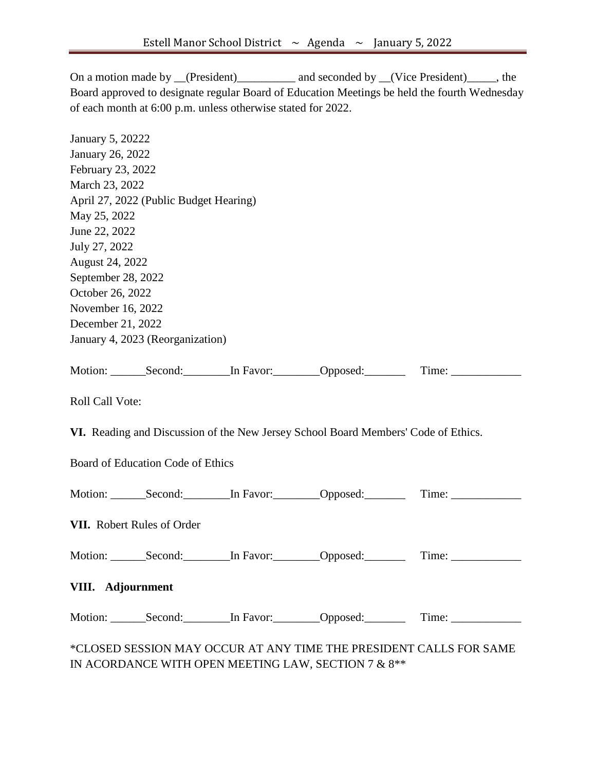On a motion made by __(President)__________ and seconded by __(Vice President)_____, the Board approved to designate regular Board of Education Meetings be held the fourth Wednesday of each month at 6:00 p.m. unless otherwise stated for 2022.

January 5, 20222
January 26, 2022
February 23, 2022
March 23, 2022
April 27, 2022 (Public Budget Hearing)
May 25, 2022
June 22, 2022
July 27, 2022
August 24, 2022
September 28, 2022
October 26, 2022
November 16, 2022
December 21, 2022
January 4, 2023 (Reorganization)

Motion: ______Second:________In Favor:________Opposed:_______ Time: ____________

Roll Call Vote:

**VI.** Reading and Discussion of the New Jersey School Board Members' Code of Ethics.

Board of Education Code of Ethics

Motion: ______Second:________In Favor:________Opposed:_______ Time: ____________

**VII.** Robert Rules of Order

Motion: ______Second:________In Favor:________Opposed:_______ Time: ____________

**VIII. Adjournment**

Motion: ______Second:________In Favor:________Opposed:_______ Time: ____________

*CLOSED SESSION MAY OCCUR AT ANY TIME THE PRESIDENT CALLS FOR SAME IN ACORDANCE WITH OPEN MEETING LAW, SECTION 7 & 8**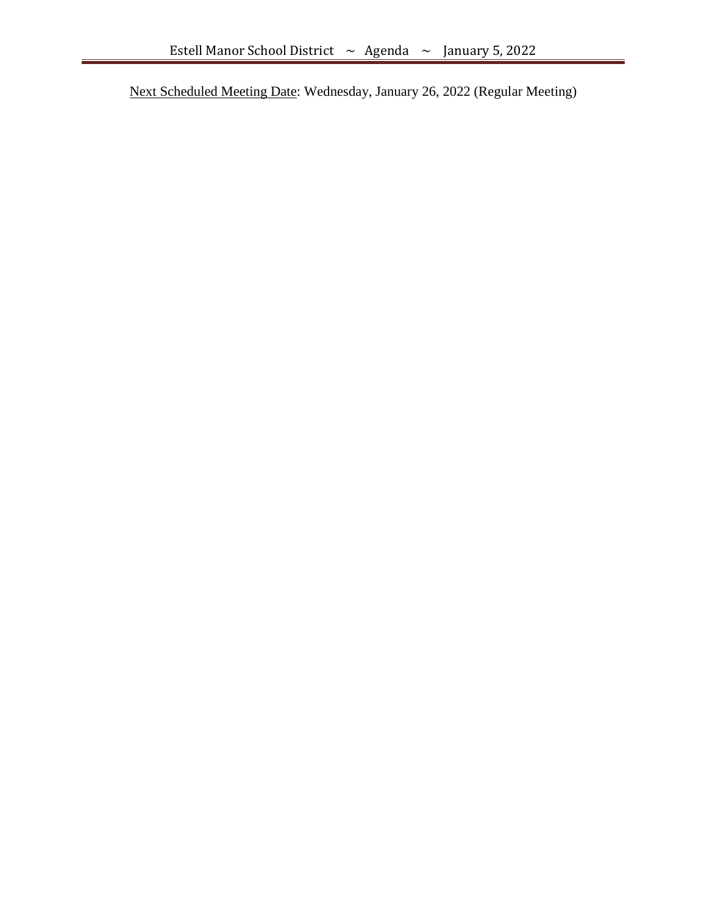Next Scheduled Meeting Date: Wednesday, January 26, 2022 (Regular Meeting)